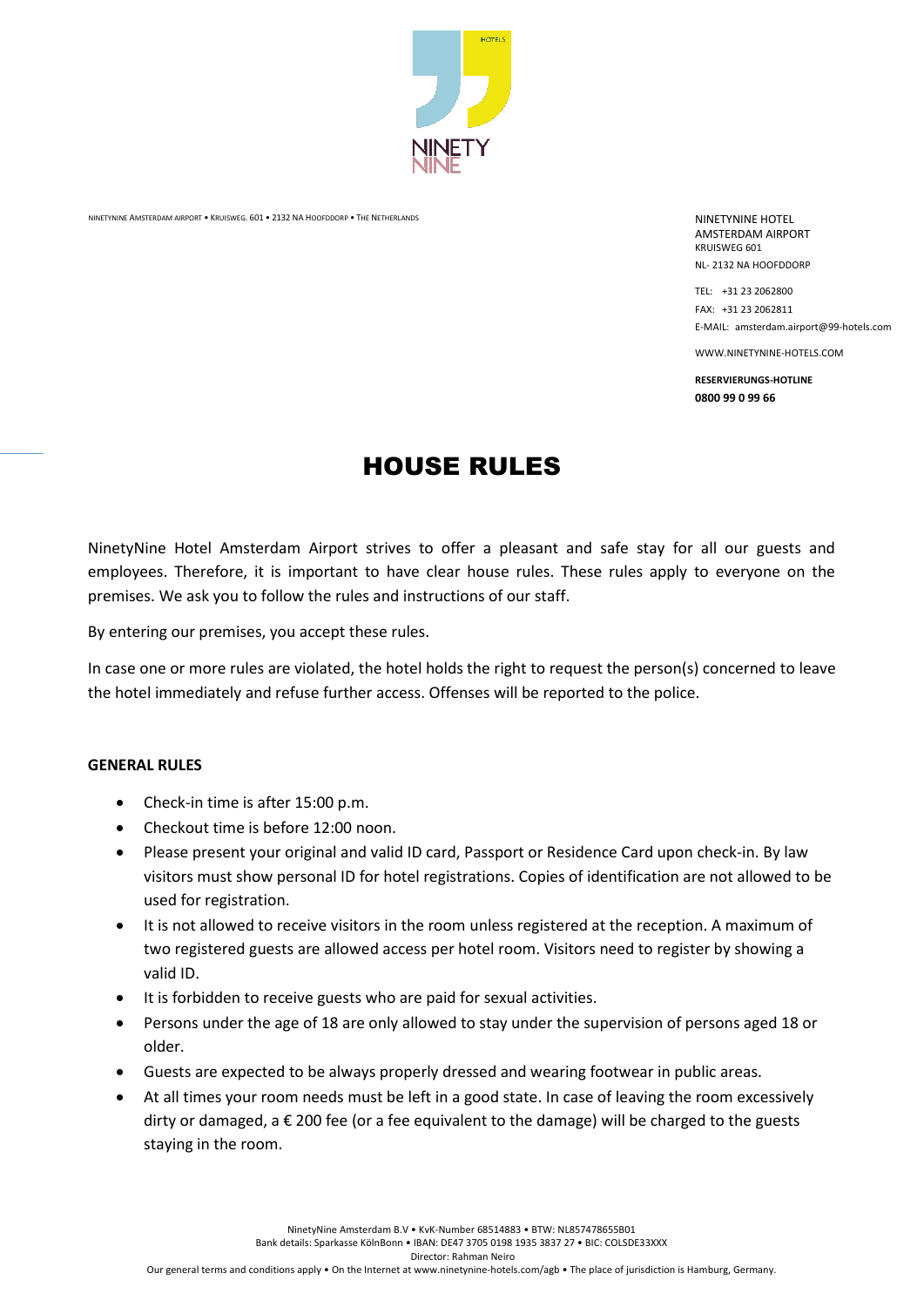NINETYNINE AMSTERDAM AIRPORT • KRUISWEG. 601 • 2132 NA HOOFDDORP • THE NETHERLANDS

NINETYNINE HOTEL
AMSTERDAM AIRPORT
KRUISWEG 601
NL- 2132 NA HOOFDDORP

TEL: +31 23 2062800
FAX: +31 23 2062811
E-MAIL: amsterdam.airport@99-hotels.com

WWW.NINETYNINE-HOTELS.COM

**RESERVIERUNGS-HOTLINE**
**0800 99 0 99 66**

# HOUSE RULES

NinetyNine Hotel Amsterdam Airport strives to offer a pleasant and safe stay for all our guests and employees. Therefore, it is important to have clear house rules. These rules apply to everyone on the premises. We ask you to follow the rules and instructions of our staff.

By entering our premises, you accept these rules.

In case one or more rules are violated, the hotel holds the right to request the person(s) concerned to leave the hotel immediately and refuse further access. Offenses will be reported to the police.

**GENERAL RULES**

- Check-in time is after 15:00 p.m.
- Checkout time is before 12:00 noon.
- Please present your original and valid ID card, Passport or Residence Card upon check-in. By law visitors must show personal ID for hotel registrations. Copies of identification are not allowed to be used for registration.
- It is not allowed to receive visitors in the room unless registered at the reception. A maximum of two registered guests are allowed access per hotel room. Visitors need to register by showing a valid ID.
- It is forbidden to receive guests who are paid for sexual activities.
- Persons under the age of 18 are only allowed to stay under the supervision of persons aged 18 or older.
- Guests are expected to be always properly dressed and wearing footwear in public areas.
- At all times your room needs must be left in a good state. In case of leaving the room excessively dirty or damaged, a € 200 fee (or a fee equivalent to the damage) will be charged to the guests staying in the room.

NinetyNine Amsterdam B.V • KvK-Number 68514883 • BTW: NL857478655B01
Bank details: Sparkasse KölnBonn • IBAN: DE47 3705 0198 1935 3837 27 • BIC: COLSDE33XXX
Director: Rahman Neiro
Our general terms and conditions apply • On the Internet at www.ninetynine-hotels.com/agb • The place of jurisdiction is Hamburg, Germany.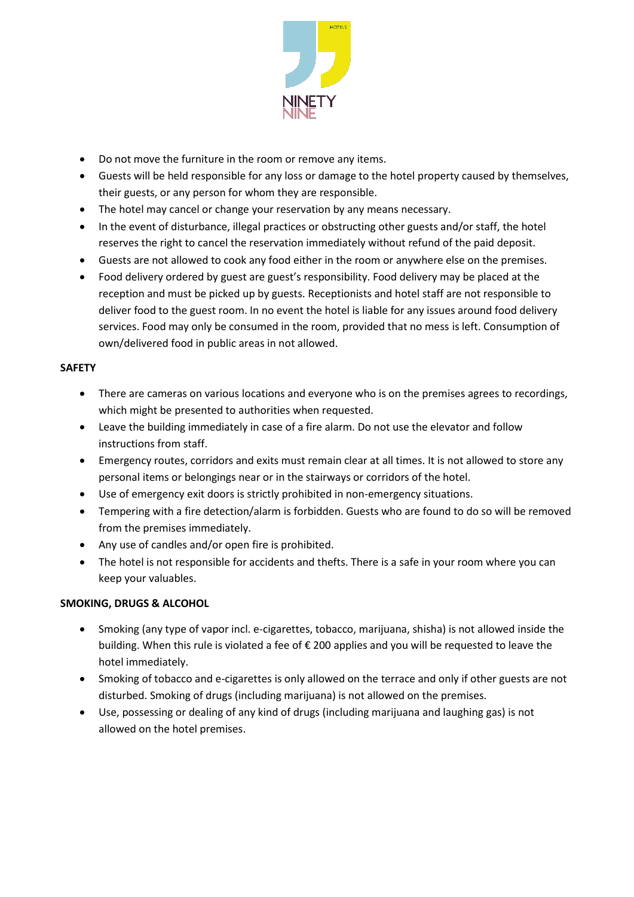- Do not move the furniture in the room or remove any items.
- Guests will be held responsible for any loss or damage to the hotel property caused by themselves, their guests, or any person for whom they are responsible.
- The hotel may cancel or change your reservation by any means necessary.
- In the event of disturbance, illegal practices or obstructing other guests and/or staff, the hotel reserves the right to cancel the reservation immediately without refund of the paid deposit.
- Guests are not allowed to cook any food either in the room or anywhere else on the premises.
- Food delivery ordered by guest are guest's responsibility. Food delivery may be placed at the reception and must be picked up by guests. Receptionists and hotel staff are not responsible to deliver food to the guest room. In no event the hotel is liable for any issues around food delivery services. Food may only be consumed in the room, provided that no mess is left. Consumption of own/delivered food in public areas in not allowed.

**SAFETY**

- There are cameras on various locations and everyone who is on the premises agrees to recordings, which might be presented to authorities when requested.
- Leave the building immediately in case of a fire alarm. Do not use the elevator and follow instructions from staff.
- Emergency routes, corridors and exits must remain clear at all times. It is not allowed to store any personal items or belongings near or in the stairways or corridors of the hotel.
- Use of emergency exit doors is strictly prohibited in non-emergency situations.
- Tempering with a fire detection/alarm is forbidden. Guests who are found to do so will be removed from the premises immediately.
- Any use of candles and/or open fire is prohibited.
- The hotel is not responsible for accidents and thefts. There is a safe in your room where you can keep your valuables.

**SMOKING, DRUGS & ALCOHOL**

- Smoking (any type of vapor incl. e-cigarettes, tobacco, marijuana, shisha) is not allowed inside the building. When this rule is violated a fee of € 200 applies and you will be requested to leave the hotel immediately.
- Smoking of tobacco and e-cigarettes is only allowed on the terrace and only if other guests are not disturbed. Smoking of drugs (including marijuana) is not allowed on the premises.
- Use, possessing or dealing of any kind of drugs (including marijuana and laughing gas) is not allowed on the hotel premises.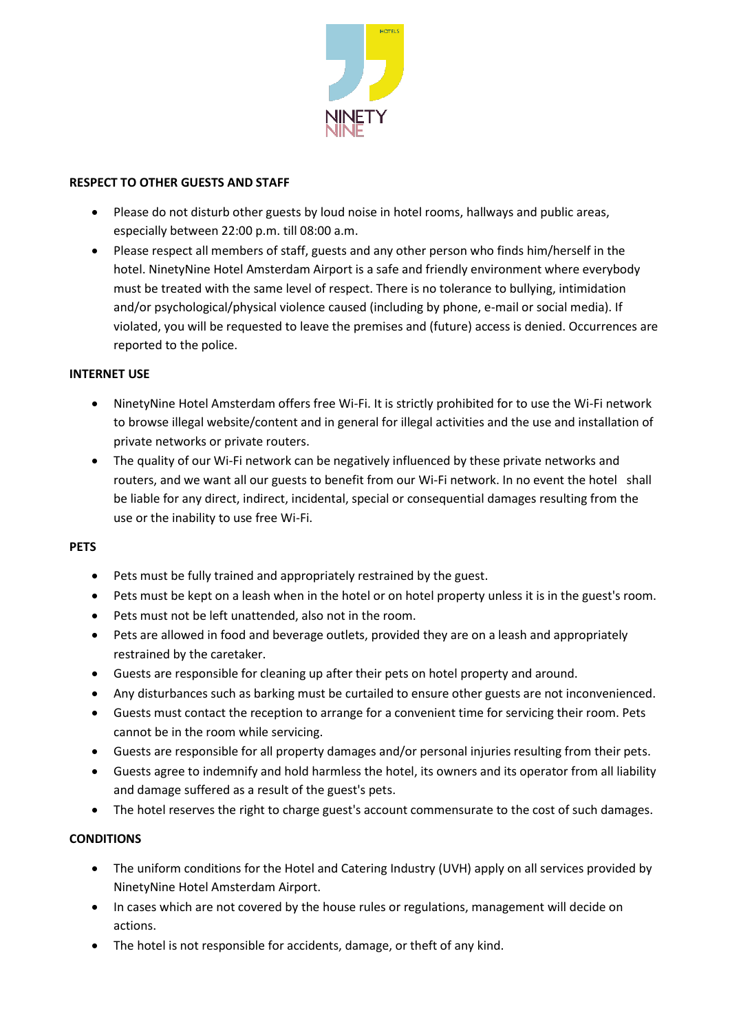## RESPECT TO OTHER GUESTS AND STAFF

- Please do not disturb other guests by loud noise in hotel rooms, hallways and public areas, especially between 22:00 p.m. till 08:00 a.m.
- Please respect all members of staff, guests and any other person who finds him/herself in the hotel. NinetyNine Hotel Amsterdam Airport is a safe and friendly environment where everybody must be treated with the same level of respect. There is no tolerance to bullying, intimidation and/or psychological/physical violence caused (including by phone, e-mail or social media). If violated, you will be requested to leave the premises and (future) access is denied. Occurrences are reported to the police.

## INTERNET USE

- NinetyNine Hotel Amsterdam offers free Wi-Fi. It is strictly prohibited for to use the Wi-Fi network to browse illegal website/content and in general for illegal activities and the use and installation of private networks or private routers.
- The quality of our Wi-Fi network can be negatively influenced by these private networks and routers, and we want all our guests to benefit from our Wi-Fi network. In no event the hotel shall be liable for any direct, indirect, incidental, special or consequential damages resulting from the use or the inability to use free Wi-Fi.

## PETS

- Pets must be fully trained and appropriately restrained by the guest.
- Pets must be kept on a leash when in the hotel or on hotel property unless it is in the guest's room.
- Pets must not be left unattended, also not in the room.
- Pets are allowed in food and beverage outlets, provided they are on a leash and appropriately restrained by the caretaker.
- Guests are responsible for cleaning up after their pets on hotel property and around.
- Any disturbances such as barking must be curtailed to ensure other guests are not inconvenienced.
- Guests must contact the reception to arrange for a convenient time for servicing their room. Pets cannot be in the room while servicing.
- Guests are responsible for all property damages and/or personal injuries resulting from their pets.
- Guests agree to indemnify and hold harmless the hotel, its owners and its operator from all liability and damage suffered as a result of the guest's pets.
- The hotel reserves the right to charge guest's account commensurate to the cost of such damages.

## CONDITIONS

- The uniform conditions for the Hotel and Catering Industry (UVH) apply on all services provided by NinetyNine Hotel Amsterdam Airport.
- In cases which are not covered by the house rules or regulations, management will decide on actions.
- The hotel is not responsible for accidents, damage, or theft of any kind.